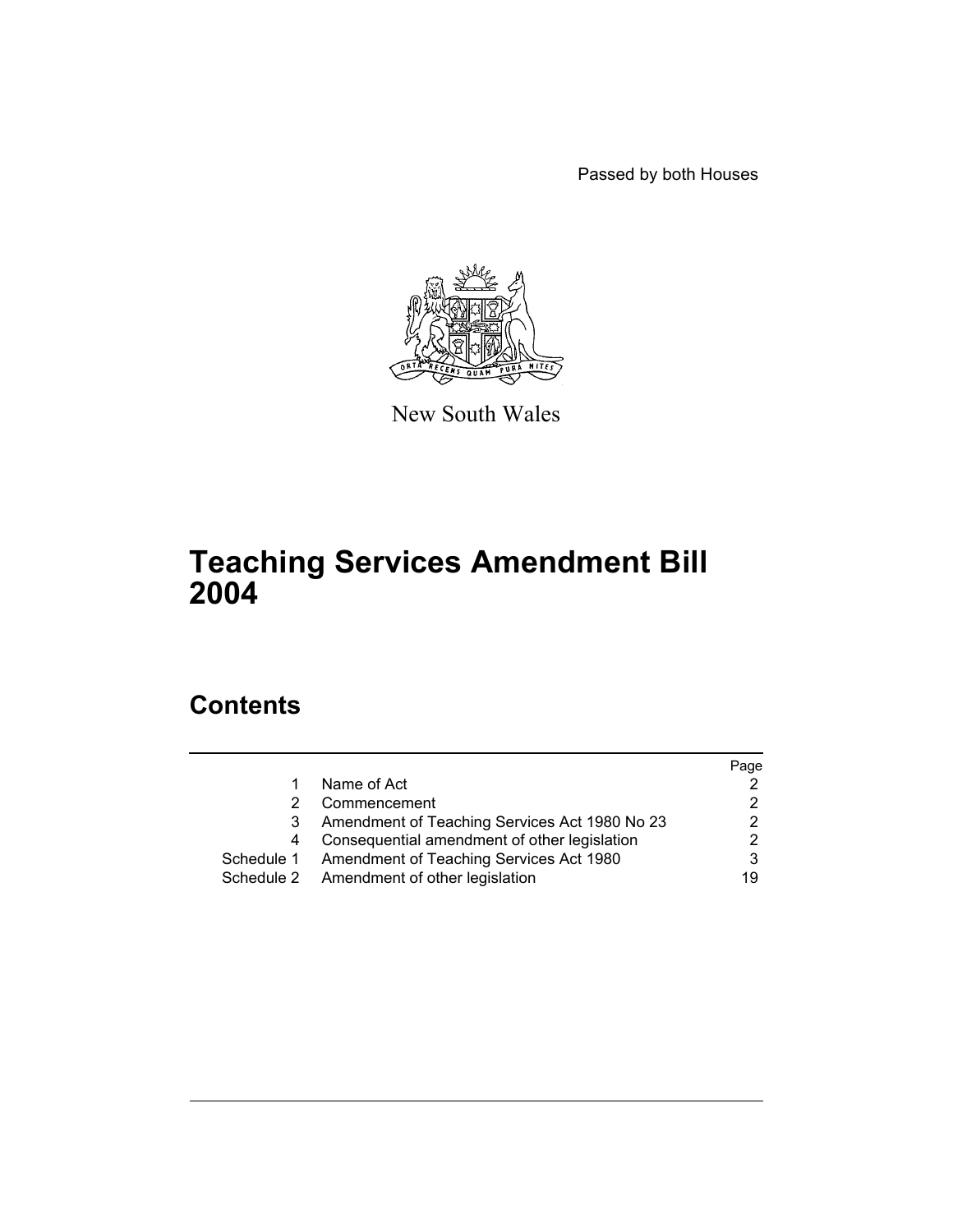Passed by both Houses

New South Wales

# Teaching Services Amendment Bill 2004

## Contents

| | | Page |
|---|---|---|
| 1 | Name of Act | 2 |
| 2 | Commencement | 2 |
| 3 | Amendment of Teaching Services Act 1980 No 23 | 2 |
| 4 | Consequential amendment of other legislation | 2 |
| Schedule 1 | Amendment of Teaching Services Act 1980 | 3 |
| Schedule 2 | Amendment of other legislation | 19 |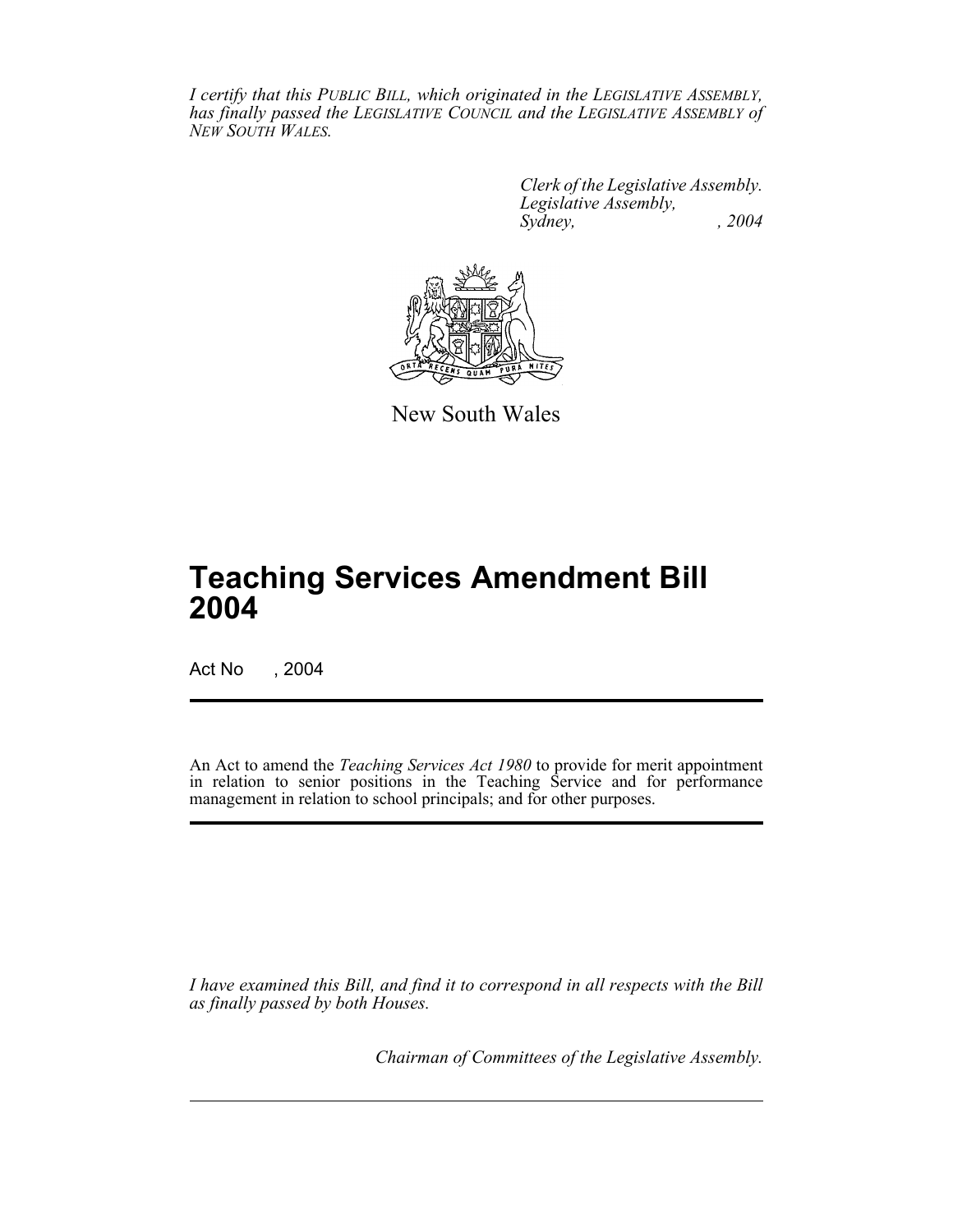*I certify that this PUBLIC BILL, which originated in the LEGISLATIVE ASSEMBLY, has finally passed the LEGISLATIVE COUNCIL and the LEGISLATIVE ASSEMBLY of NEW SOUTH WALES.*

*Clerk of the Legislative Assembly.*
*Legislative Assembly,*
*Sydney, , 2004*

New South Wales

# Teaching Services Amendment Bill 2004

Act No , 2004

An Act to amend the *Teaching Services Act 1980* to provide for merit appointment in relation to senior positions in the Teaching Service and for performance management in relation to school principals; and for other purposes.

*I have examined this Bill, and find it to correspond in all respects with the Bill as finally passed by both Houses.*

*Chairman of Committees of the Legislative Assembly.*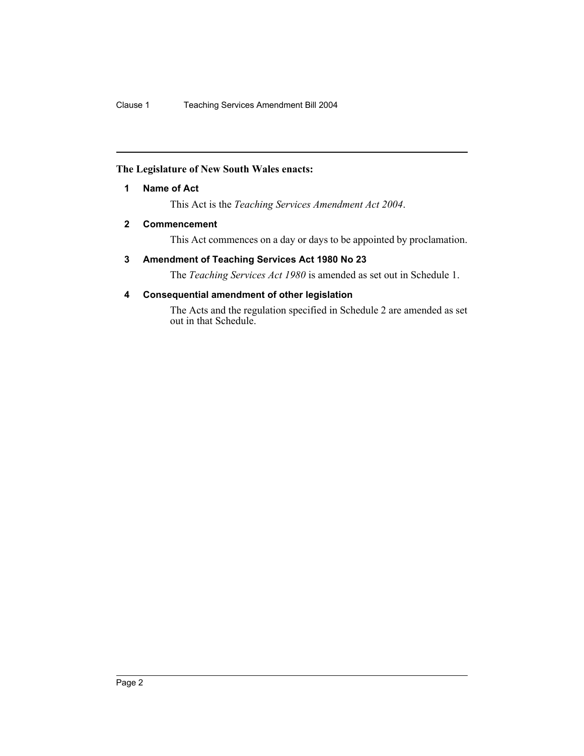**The Legislature of New South Wales enacts:**

## 1 Name of Act

This Act is the *Teaching Services Amendment Act 2004*.

## 2 Commencement

This Act commences on a day or days to be appointed by proclamation.

## 3 Amendment of Teaching Services Act 1980 No 23

The *Teaching Services Act 1980* is amended as set out in Schedule 1.

## 4 Consequential amendment of other legislation

The Acts and the regulation specified in Schedule 2 are amended as set out in that Schedule.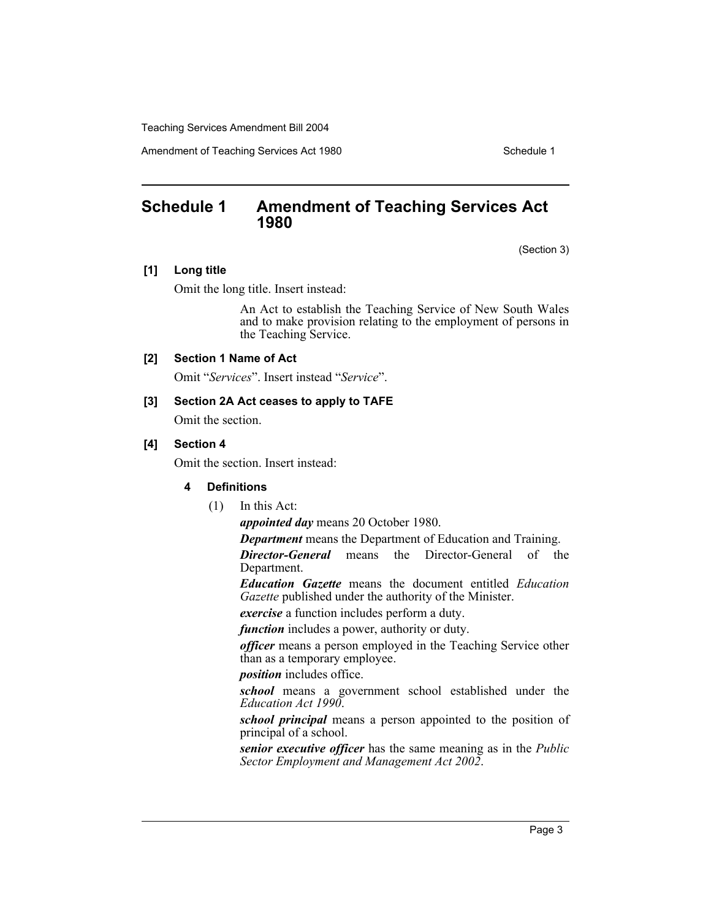# Schedule 1 Amendment of Teaching Services Act 1980

(Section 3)

**[1] Long title**

Omit the long title. Insert instead:

> An Act to establish the Teaching Service of New South Wales and to make provision relating to the employment of persons in the Teaching Service.

**[2] Section 1 Name of Act**

Omit "*Services*". Insert instead "*Service*".

**[3] Section 2A Act ceases to apply to TAFE**

Omit the section.

**[4] Section 4**

Omit the section. Insert instead:

**4 Definitions**

(1) In this Act:

***appointed day*** means 20 October 1980.

***Department*** means the Department of Education and Training.

***Director-General*** means the Director-General of the Department.

***Education Gazette*** means the document entitled *Education Gazette* published under the authority of the Minister.

***exercise*** a function includes perform a duty.

***function*** includes a power, authority or duty.

***officer*** means a person employed in the Teaching Service other than as a temporary employee.

***position*** includes office.

***school*** means a government school established under the *Education Act 1990*.

***school principal*** means a person appointed to the position of principal of a school.

***senior executive officer*** has the same meaning as in the *Public Sector Employment and Management Act 2002*.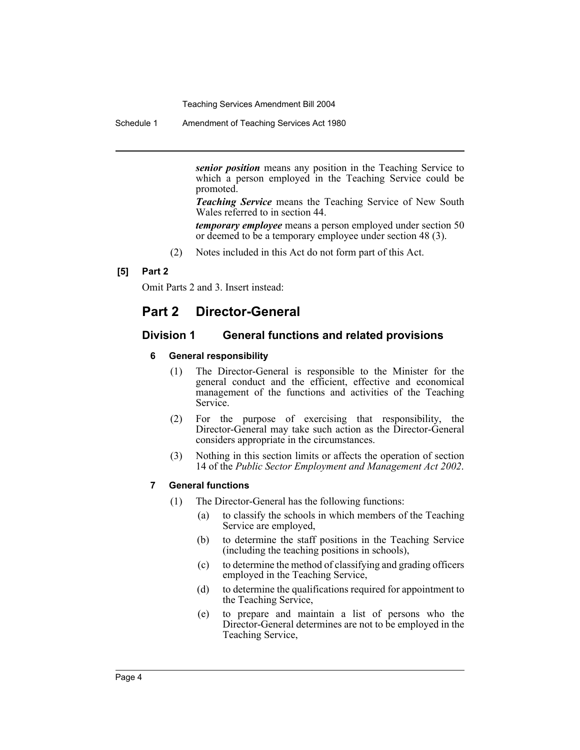***senior position*** means any position in the Teaching Service to which a person employed in the Teaching Service could be promoted.

***Teaching Service*** means the Teaching Service of New South Wales referred to in section 44.

***temporary employee*** means a person employed under section 50 or deemed to be a temporary employee under section 48 (3).

(2) Notes included in this Act do not form part of this Act.

**[5] Part 2**

Omit Parts 2 and 3. Insert instead:

## Part 2 Director-General

### Division 1 General functions and related provisions

#### 6 General responsibility

(1) The Director-General is responsible to the Minister for the general conduct and the efficient, effective and economical management of the functions and activities of the Teaching Service.

(2) For the purpose of exercising that responsibility, the Director-General may take such action as the Director-General considers appropriate in the circumstances.

(3) Nothing in this section limits or affects the operation of section 14 of the *Public Sector Employment and Management Act 2002*.

#### 7 General functions

(1) The Director-General has the following functions:

(a) to classify the schools in which members of the Teaching Service are employed,

(b) to determine the staff positions in the Teaching Service (including the teaching positions in schools),

(c) to determine the method of classifying and grading officers employed in the Teaching Service,

(d) to determine the qualifications required for appointment to the Teaching Service,

(e) to prepare and maintain a list of persons who the Director-General determines are not to be employed in the Teaching Service,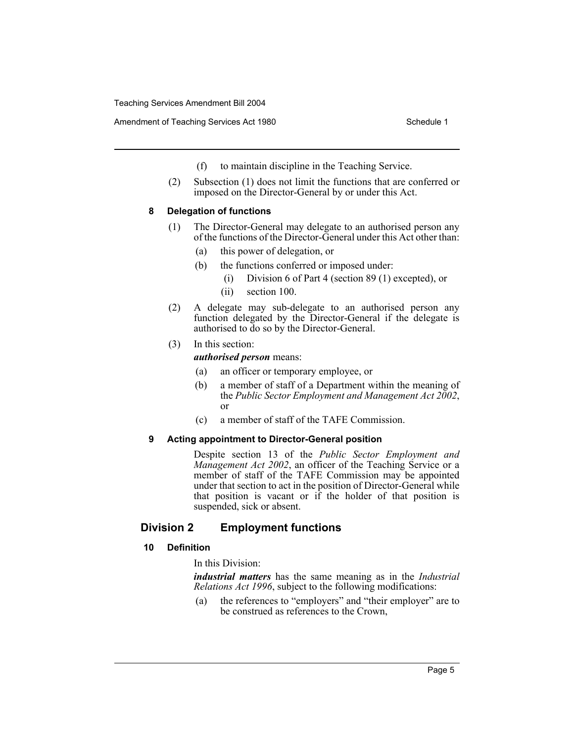(f) to maintain discipline in the Teaching Service.

(2) Subsection (1) does not limit the functions that are conferred or imposed on the Director-General by or under this Act.

**8 Delegation of functions**

(1) The Director-General may delegate to an authorised person any of the functions of the Director-General under this Act other than:

(a) this power of delegation, or

(b) the functions conferred or imposed under:

(i) Division 6 of Part 4 (section 89 (1) excepted), or

(ii) section 100.

(2) A delegate may sub-delegate to an authorised person any function delegated by the Director-General if the delegate is authorised to do so by the Director-General.

(3) In this section:

***authorised person*** means:

(a) an officer or temporary employee, or

(b) a member of staff of a Department within the meaning of the *Public Sector Employment and Management Act 2002*, or

(c) a member of staff of the TAFE Commission.

**9 Acting appointment to Director-General position**

Despite section 13 of the *Public Sector Employment and Management Act 2002*, an officer of the Teaching Service or a member of staff of the TAFE Commission may be appointed under that section to act in the position of Director-General while that position is vacant or if the holder of that position is suspended, sick or absent.

## Division 2 Employment functions

**10 Definition**

In this Division:

***industrial matters*** has the same meaning as in the *Industrial Relations Act 1996*, subject to the following modifications:

(a) the references to "employers" and "their employer" are to be construed as references to the Crown,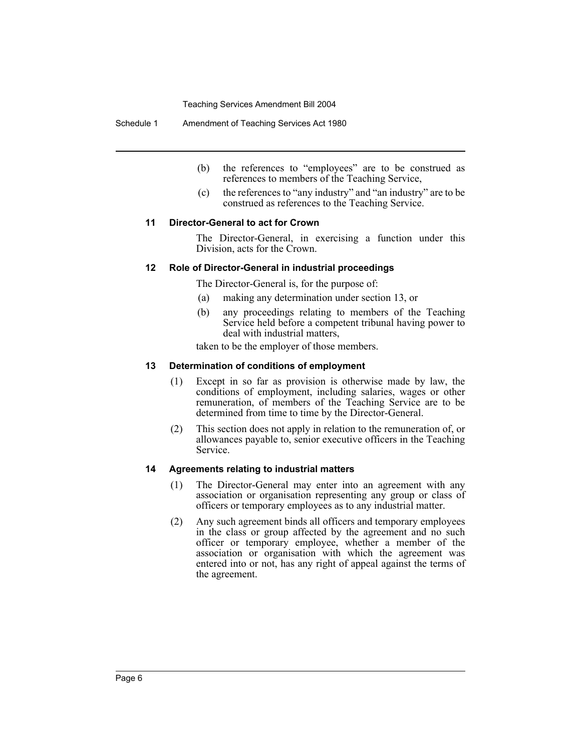(b) the references to "employees" are to be construed as references to members of the Teaching Service,

(c) the references to "any industry" and "an industry" are to be construed as references to the Teaching Service.

#### 11 Director-General to act for Crown

The Director-General, in exercising a function under this Division, acts for the Crown.

#### 12 Role of Director-General in industrial proceedings

The Director-General is, for the purpose of:

(a) making any determination under section 13, or

(b) any proceedings relating to members of the Teaching Service held before a competent tribunal having power to deal with industrial matters,

taken to be the employer of those members.

#### 13 Determination of conditions of employment

(1) Except in so far as provision is otherwise made by law, the conditions of employment, including salaries, wages or other remuneration, of members of the Teaching Service are to be determined from time to time by the Director-General.

(2) This section does not apply in relation to the remuneration of, or allowances payable to, senior executive officers in the Teaching Service.

#### 14 Agreements relating to industrial matters

(1) The Director-General may enter into an agreement with any association or organisation representing any group or class of officers or temporary employees as to any industrial matter.

(2) Any such agreement binds all officers and temporary employees in the class or group affected by the agreement and no such officer or temporary employee, whether a member of the association or organisation with which the agreement was entered into or not, has any right of appeal against the terms of the agreement.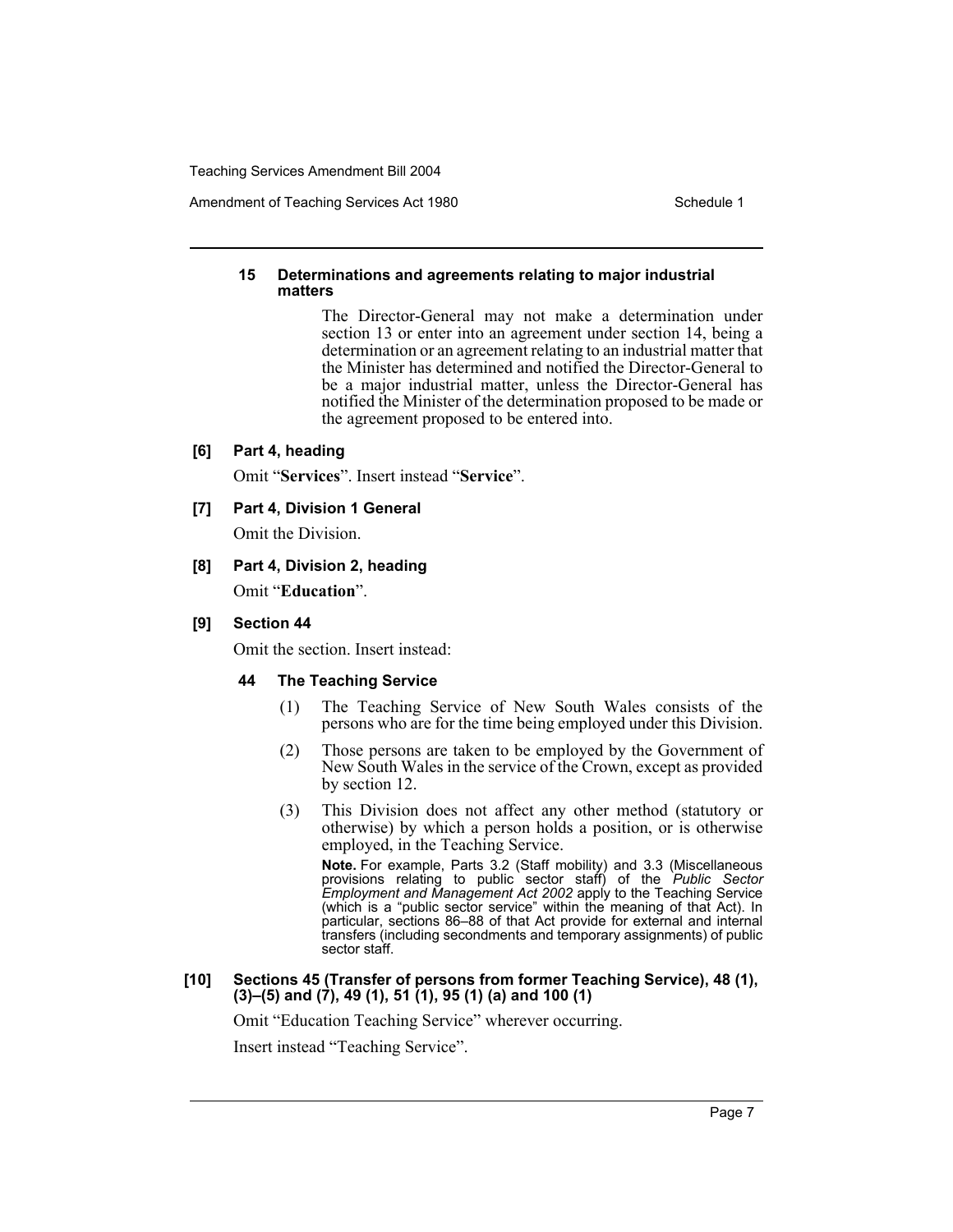#### 15 Determinations and agreements relating to major industrial matters

The Director-General may not make a determination under section 13 or enter into an agreement under section 14, being a determination or an agreement relating to an industrial matter that the Minister has determined and notified the Director-General to be a major industrial matter, unless the Director-General has notified the Minister of the determination proposed to be made or the agreement proposed to be entered into.

### [6] Part 4, heading

Omit "**Services**". Insert instead "**Service**".

### [7] Part 4, Division 1 General

Omit the Division.

### [8] Part 4, Division 2, heading

Omit "**Education**".

### [9] Section 44

Omit the section. Insert instead:

#### 44 The Teaching Service

(1) The Teaching Service of New South Wales consists of the persons who are for the time being employed under this Division.

(2) Those persons are taken to be employed by the Government of New South Wales in the service of the Crown, except as provided by section 12.

(3) This Division does not affect any other method (statutory or otherwise) by which a person holds a position, or is otherwise employed, in the Teaching Service.

**Note.** For example, Parts 3.2 (Staff mobility) and 3.3 (Miscellaneous provisions relating to public sector staff) of the *Public Sector Employment and Management Act 2002* apply to the Teaching Service (which is a "public sector service" within the meaning of that Act). In particular, sections 86–88 of that Act provide for external and internal transfers (including secondments and temporary assignments) of public sector staff.

### [10] Sections 45 (Transfer of persons from former Teaching Service), 48 (1), (3)–(5) and (7), 49 (1), 51 (1), 95 (1) (a) and 100 (1)

Omit "Education Teaching Service" wherever occurring.

Insert instead "Teaching Service".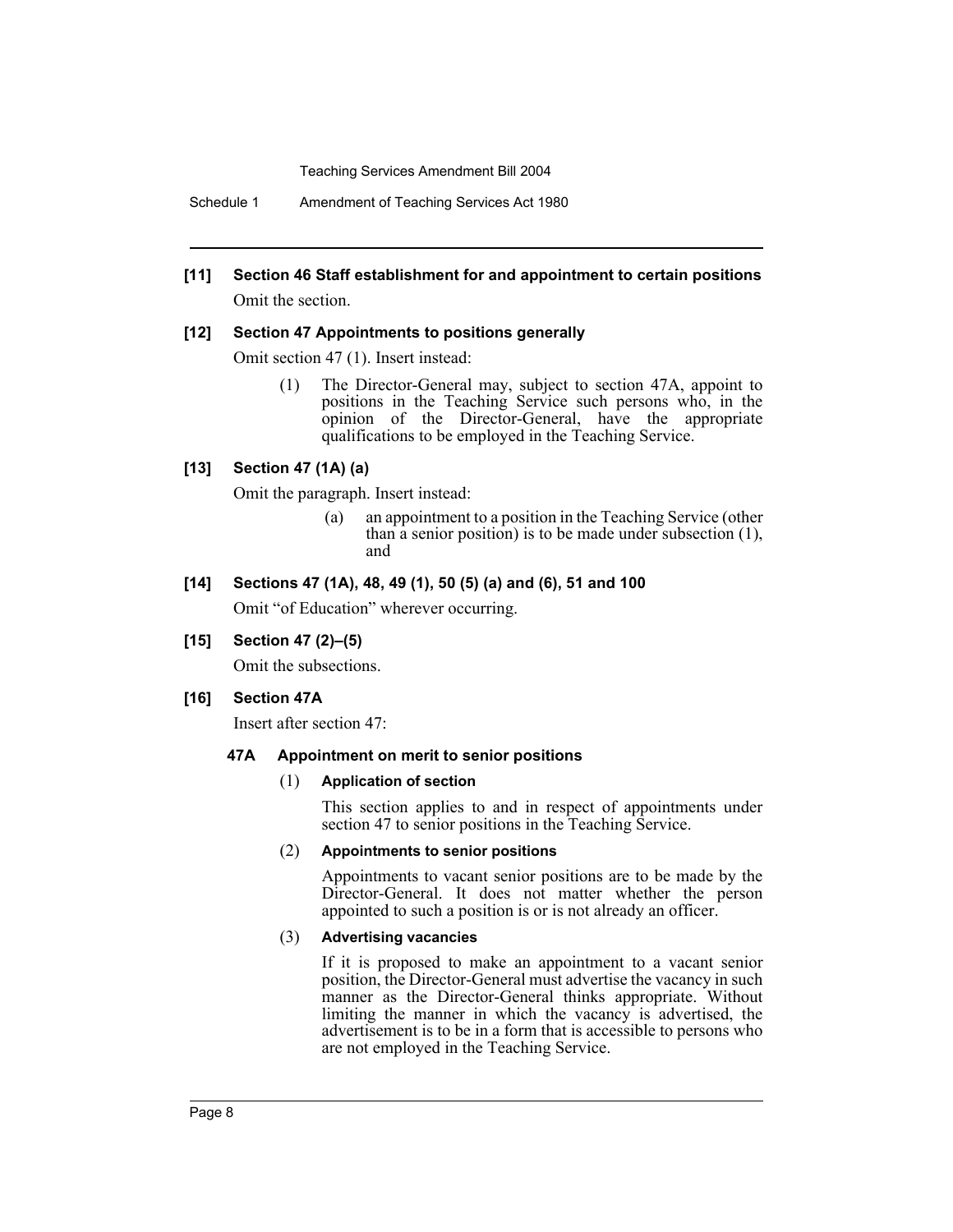**[11] Section 46 Staff establishment for and appointment to certain positions**

Omit the section.

**[12] Section 47 Appointments to positions generally**

Omit section 47 (1). Insert instead:

> (1) The Director-General may, subject to section 47A, appoint to positions in the Teaching Service such persons who, in the opinion of the Director-General, have the appropriate qualifications to be employed in the Teaching Service.

**[13] Section 47 (1A) (a)**

Omit the paragraph. Insert instead:

> (a) an appointment to a position in the Teaching Service (other than a senior position) is to be made under subsection (1), and

**[14] Sections 47 (1A), 48, 49 (1), 50 (5) (a) and (6), 51 and 100**

Omit "of Education" wherever occurring.

**[15] Section 47 (2)–(5)**

Omit the subsections.

**[16] Section 47A**

Insert after section 47:

**47A Appointment on merit to senior positions**

(1) **Application of section**

This section applies to and in respect of appointments under section 47 to senior positions in the Teaching Service.

(2) **Appointments to senior positions**

Appointments to vacant senior positions are to be made by the Director-General. It does not matter whether the person appointed to such a position is or is not already an officer.

(3) **Advertising vacancies**

If it is proposed to make an appointment to a vacant senior position, the Director-General must advertise the vacancy in such manner as the Director-General thinks appropriate. Without limiting the manner in which the vacancy is advertised, the advertisement is to be in a form that is accessible to persons who are not employed in the Teaching Service.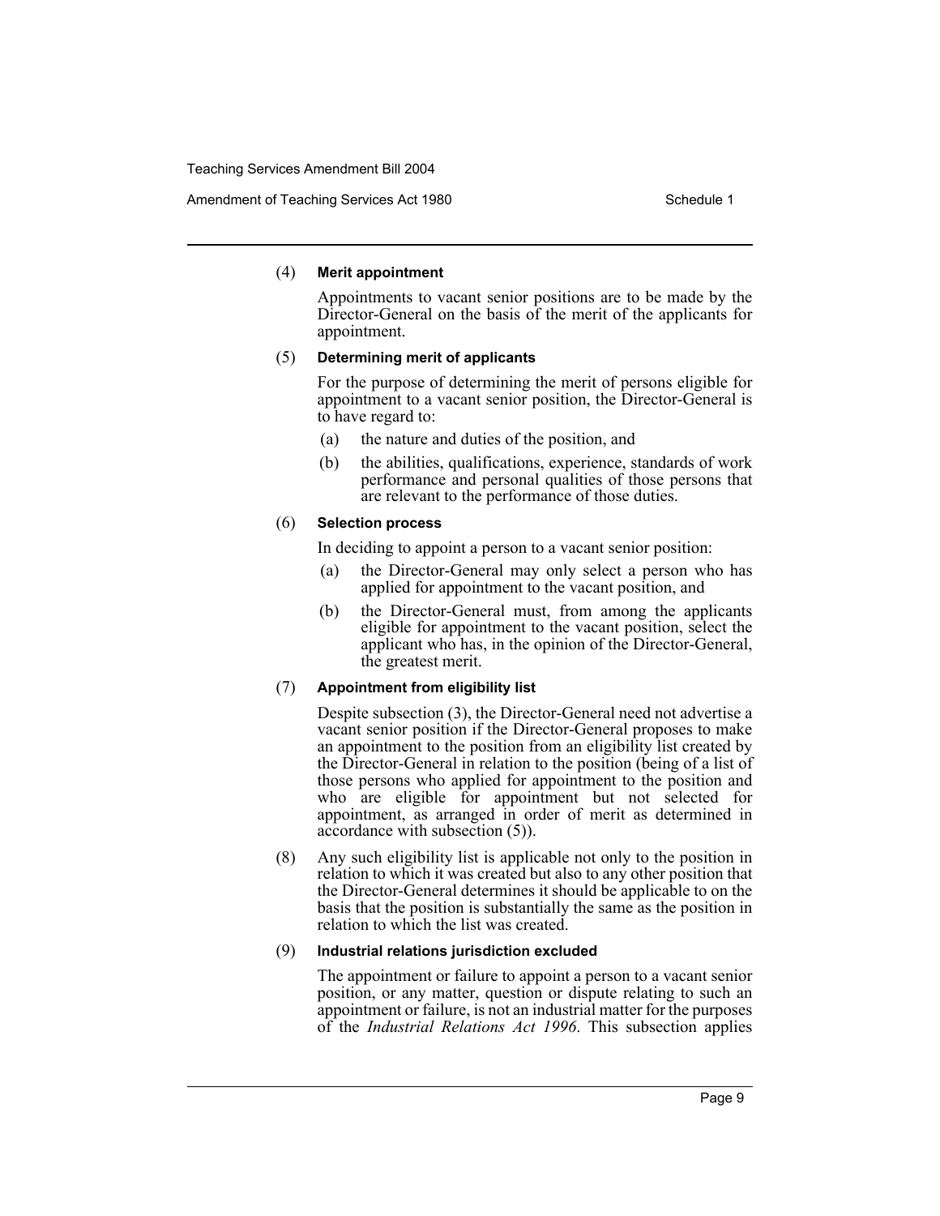(4) **Merit appointment**

Appointments to vacant senior positions are to be made by the Director-General on the basis of the merit of the applicants for appointment.

(5) **Determining merit of applicants**

For the purpose of determining the merit of persons eligible for appointment to a vacant senior position, the Director-General is to have regard to:

- (a) the nature and duties of the position, and
- (b) the abilities, qualifications, experience, standards of work performance and personal qualities of those persons that are relevant to the performance of those duties.

(6) **Selection process**

In deciding to appoint a person to a vacant senior position:

- (a) the Director-General may only select a person who has applied for appointment to the vacant position, and
- (b) the Director-General must, from among the applicants eligible for appointment to the vacant position, select the applicant who has, in the opinion of the Director-General, the greatest merit.

(7) **Appointment from eligibility list**

Despite subsection (3), the Director-General need not advertise a vacant senior position if the Director-General proposes to make an appointment to the position from an eligibility list created by the Director-General in relation to the position (being of a list of those persons who applied for appointment to the position and who are eligible for appointment but not selected for appointment, as arranged in order of merit as determined in accordance with subsection (5)).

(8) Any such eligibility list is applicable not only to the position in relation to which it was created but also to any other position that the Director-General determines it should be applicable to on the basis that the position is substantially the same as the position in relation to which the list was created.

(9) **Industrial relations jurisdiction excluded**

The appointment or failure to appoint a person to a vacant senior position, or any matter, question or dispute relating to such an appointment or failure, is not an industrial matter for the purposes of the *Industrial Relations Act 1996*. This subsection applies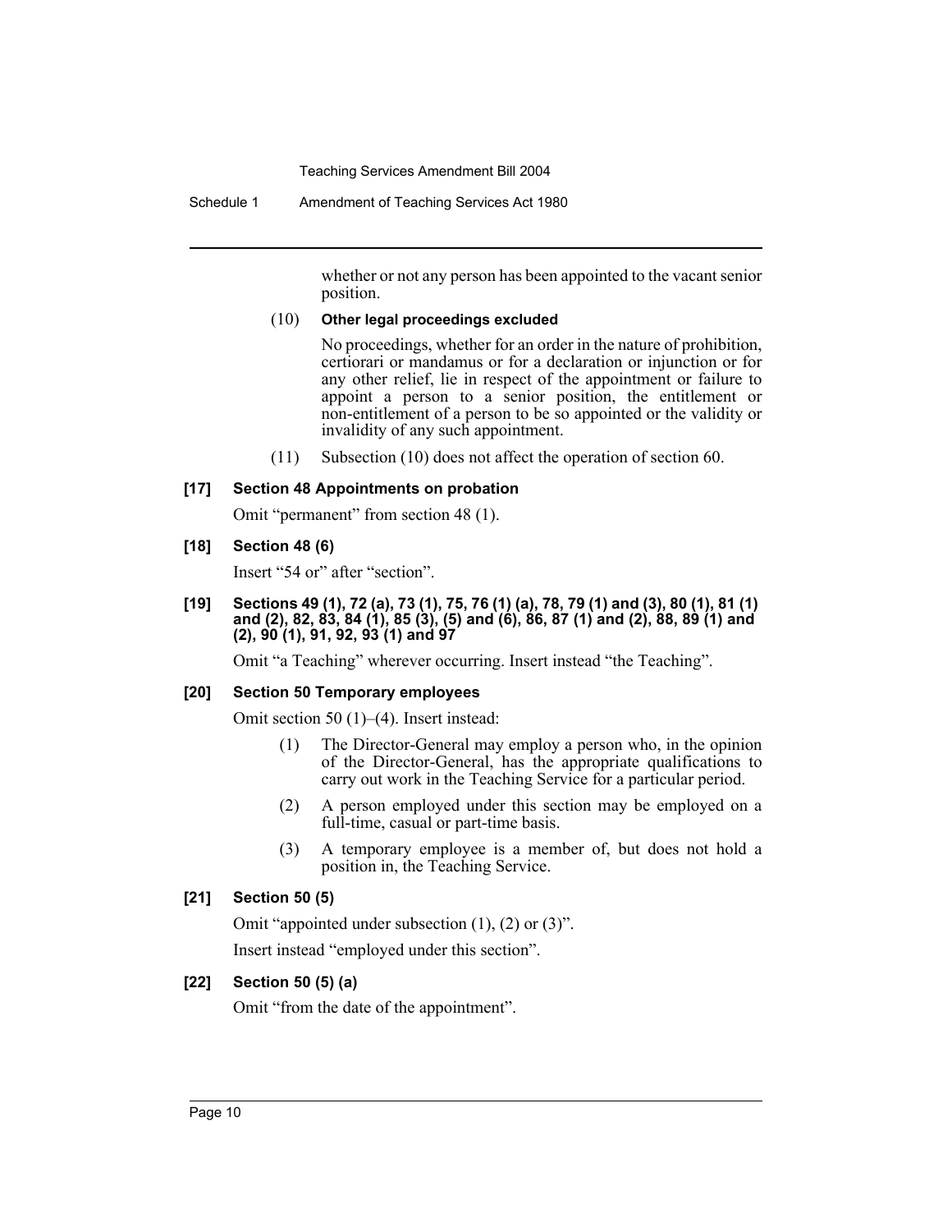whether or not any person has been appointed to the vacant senior position.

(10) **Other legal proceedings excluded**

No proceedings, whether for an order in the nature of prohibition, certiorari or mandamus or for a declaration or injunction or for any other relief, lie in respect of the appointment or failure to appoint a person to a senior position, the entitlement or non-entitlement of a person to be so appointed or the validity or invalidity of any such appointment.

(11) Subsection (10) does not affect the operation of section 60.

### [17] Section 48 Appointments on probation

Omit "permanent" from section 48 (1).

### [18] Section 48 (6)

Insert "54 or" after "section".

### [19] Sections 49 (1), 72 (a), 73 (1), 75, 76 (1) (a), 78, 79 (1) and (3), 80 (1), 81 (1) and (2), 82, 83, 84 (1), 85 (3), (5) and (6), 86, 87 (1) and (2), 88, 89 (1) and (2), 90 (1), 91, 92, 93 (1) and 97

Omit "a Teaching" wherever occurring. Insert instead "the Teaching".

### [20] Section 50 Temporary employees

Omit section 50 (1)–(4). Insert instead:

(1) The Director-General may employ a person who, in the opinion of the Director-General, has the appropriate qualifications to carry out work in the Teaching Service for a particular period.

(2) A person employed under this section may be employed on a full-time, casual or part-time basis.

(3) A temporary employee is a member of, but does not hold a position in, the Teaching Service.

### [21] Section 50 (5)

Omit "appointed under subsection (1), (2) or (3)".

Insert instead "employed under this section".

### [22] Section 50 (5) (a)

Omit "from the date of the appointment".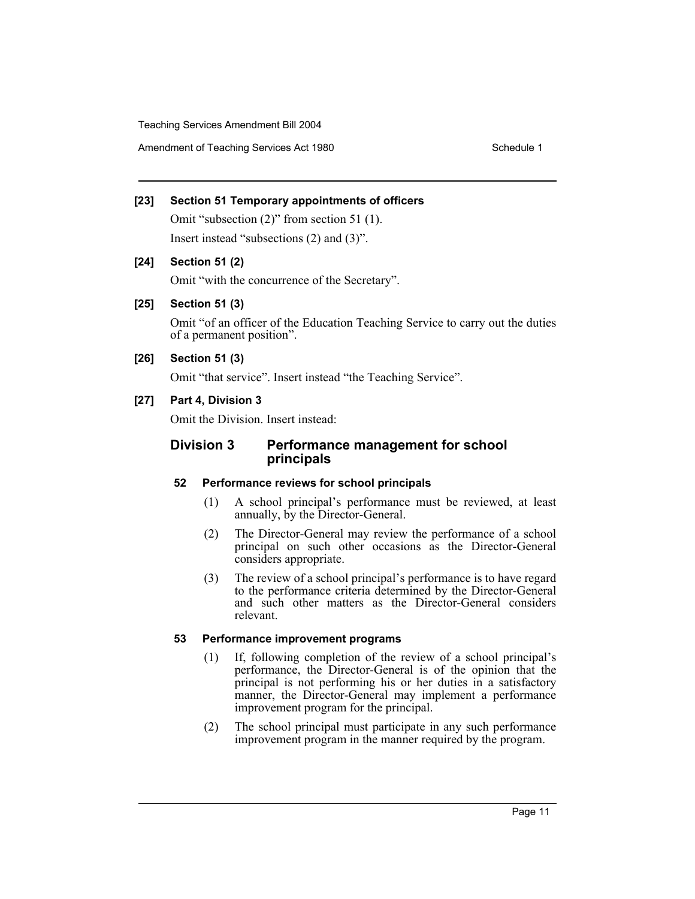**[23] Section 51 Temporary appointments of officers**

Omit "subsection (2)" from section 51 (1).

Insert instead "subsections (2) and (3)".

**[24] Section 51 (2)**

Omit "with the concurrence of the Secretary".

**[25] Section 51 (3)**

Omit "of an officer of the Education Teaching Service to carry out the duties of a permanent position".

**[26] Section 51 (3)**

Omit "that service". Insert instead "the Teaching Service".

**[27] Part 4, Division 3**

Omit the Division. Insert instead:

## Division 3 Performance management for school principals

### 52 Performance reviews for school principals

(1) A school principal's performance must be reviewed, at least annually, by the Director-General.

(2) The Director-General may review the performance of a school principal on such other occasions as the Director-General considers appropriate.

(3) The review of a school principal's performance is to have regard to the performance criteria determined by the Director-General and such other matters as the Director-General considers relevant.

### 53 Performance improvement programs

(1) If, following completion of the review of a school principal's performance, the Director-General is of the opinion that the principal is not performing his or her duties in a satisfactory manner, the Director-General may implement a performance improvement program for the principal.

(2) The school principal must participate in any such performance improvement program in the manner required by the program.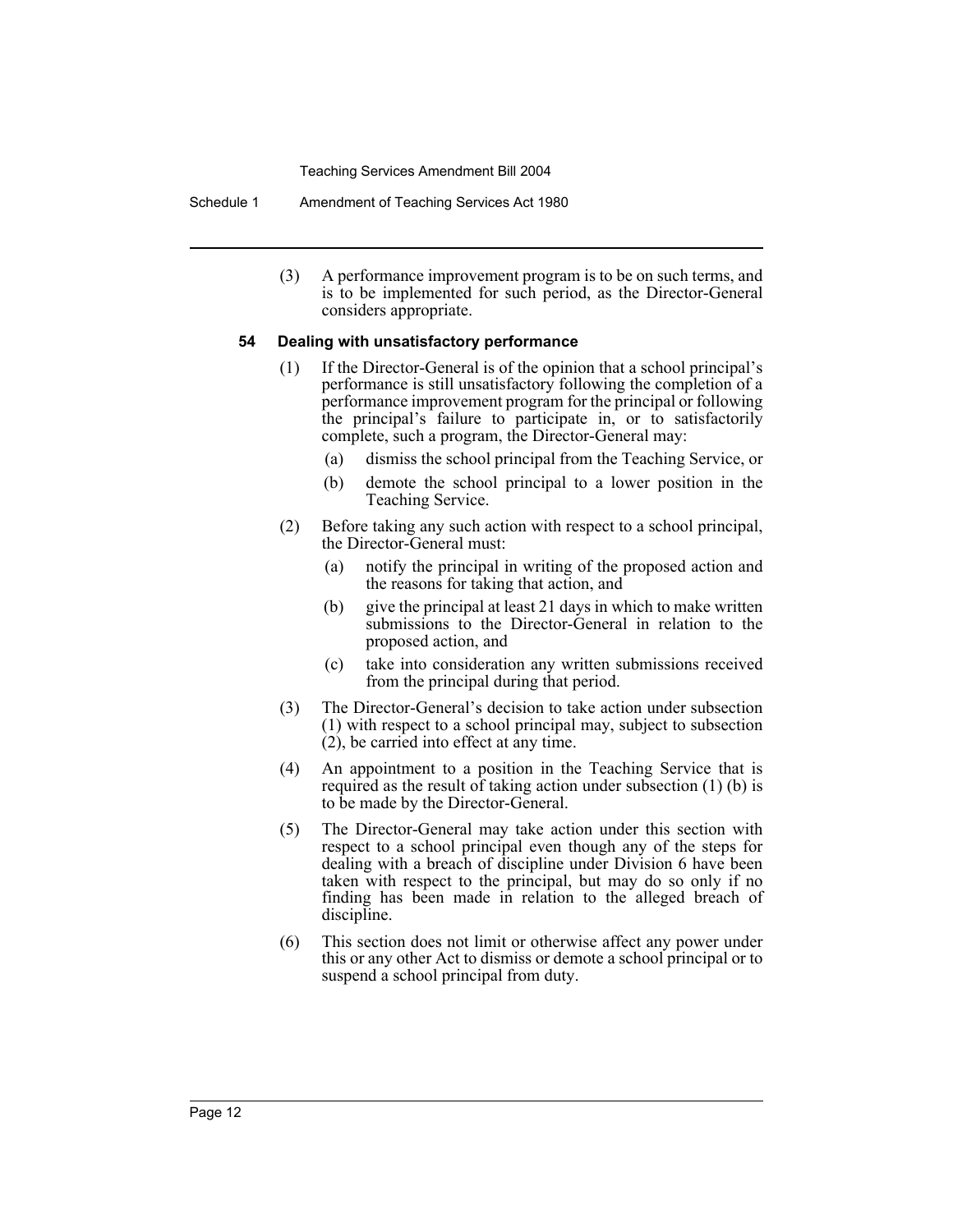(3) A performance improvement program is to be on such terms, and is to be implemented for such period, as the Director-General considers appropriate.

**54 Dealing with unsatisfactory performance**

(1) If the Director-General is of the opinion that a school principal's performance is still unsatisfactory following the completion of a performance improvement program for the principal or following the principal's failure to participate in, or to satisfactorily complete, such a program, the Director-General may:

(a) dismiss the school principal from the Teaching Service, or

(b) demote the school principal to a lower position in the Teaching Service.

(2) Before taking any such action with respect to a school principal, the Director-General must:

(a) notify the principal in writing of the proposed action and the reasons for taking that action, and

(b) give the principal at least 21 days in which to make written submissions to the Director-General in relation to the proposed action, and

(c) take into consideration any written submissions received from the principal during that period.

(3) The Director-General's decision to take action under subsection (1) with respect to a school principal may, subject to subsection (2), be carried into effect at any time.

(4) An appointment to a position in the Teaching Service that is required as the result of taking action under subsection (1) (b) is to be made by the Director-General.

(5) The Director-General may take action under this section with respect to a school principal even though any of the steps for dealing with a breach of discipline under Division 6 have been taken with respect to the principal, but may do so only if no finding has been made in relation to the alleged breach of discipline.

(6) This section does not limit or otherwise affect any power under this or any other Act to dismiss or demote a school principal or to suspend a school principal from duty.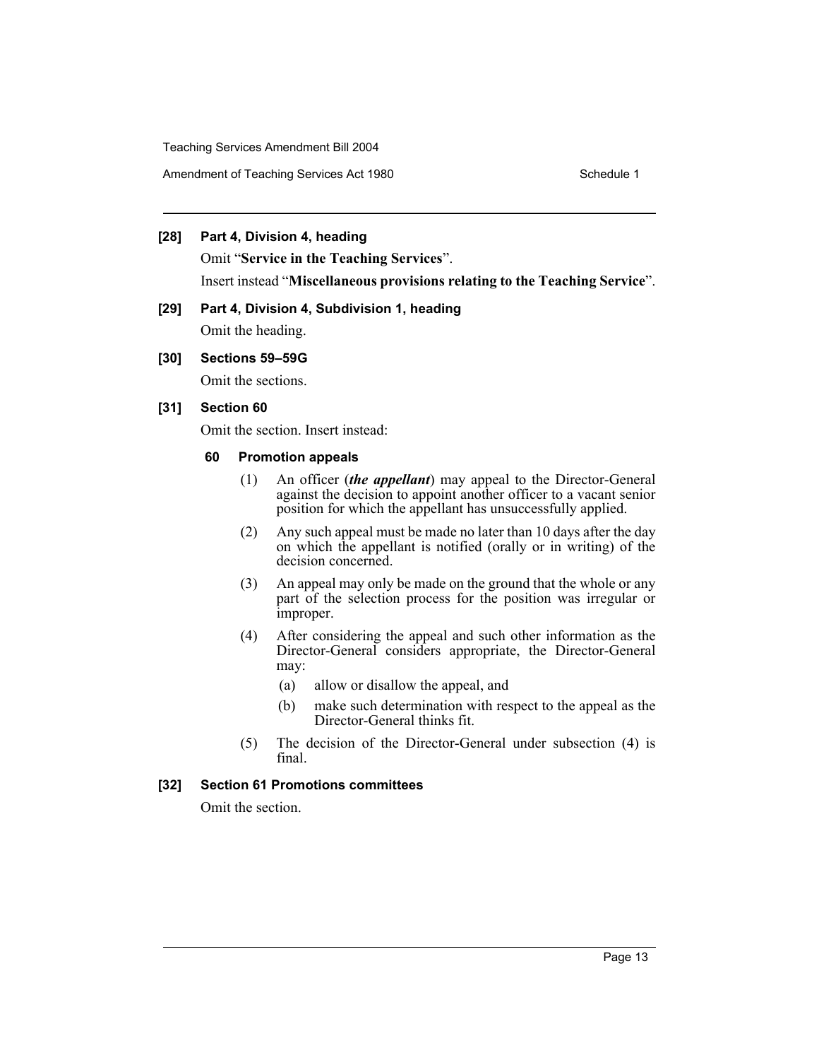**[28] Part 4, Division 4, heading**

Omit "**Service in the Teaching Services**".

Insert instead "**Miscellaneous provisions relating to the Teaching Service**".

**[29] Part 4, Division 4, Subdivision 1, heading**

Omit the heading.

**[30] Sections 59–59G**

Omit the sections.

**[31] Section 60**

Omit the section. Insert instead:

**60 Promotion appeals**

(1) An officer (***the appellant***) may appeal to the Director-General against the decision to appoint another officer to a vacant senior position for which the appellant has unsuccessfully applied.

(2) Any such appeal must be made no later than 10 days after the day on which the appellant is notified (orally or in writing) of the decision concerned.

(3) An appeal may only be made on the ground that the whole or any part of the selection process for the position was irregular or improper.

(4) After considering the appeal and such other information as the Director-General considers appropriate, the Director-General may:

(a) allow or disallow the appeal, and

(b) make such determination with respect to the appeal as the Director-General thinks fit.

(5) The decision of the Director-General under subsection (4) is final.

**[32] Section 61 Promotions committees**

Omit the section.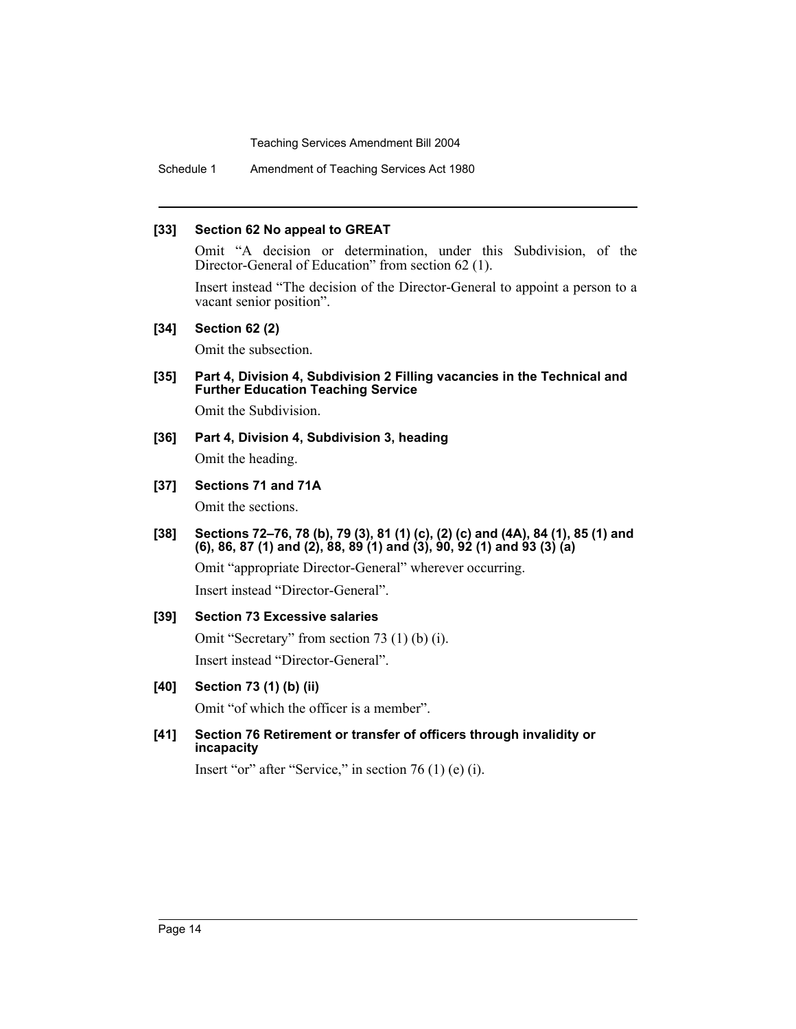**[33] Section 62 No appeal to GREAT**

Omit "A decision or determination, under this Subdivision, of the Director-General of Education" from section 62 (1).

Insert instead "The decision of the Director-General to appoint a person to a vacant senior position".

**[34] Section 62 (2)**

Omit the subsection.

**[35] Part 4, Division 4, Subdivision 2 Filling vacancies in the Technical and Further Education Teaching Service**

Omit the Subdivision.

**[36] Part 4, Division 4, Subdivision 3, heading**

Omit the heading.

**[37] Sections 71 and 71A**

Omit the sections.

**[38] Sections 72–76, 78 (b), 79 (3), 81 (1) (c), (2) (c) and (4A), 84 (1), 85 (1) and (6), 86, 87 (1) and (2), 88, 89 (1) and (3), 90, 92 (1) and 93 (3) (a)**

Omit "appropriate Director-General" wherever occurring.

Insert instead "Director-General".

**[39] Section 73 Excessive salaries**

Omit "Secretary" from section 73 (1) (b) (i).

Insert instead "Director-General".

**[40] Section 73 (1) (b) (ii)**

Omit "of which the officer is a member".

**[41] Section 76 Retirement or transfer of officers through invalidity or incapacity**

Insert "or" after "Service," in section 76 (1) (e) (i).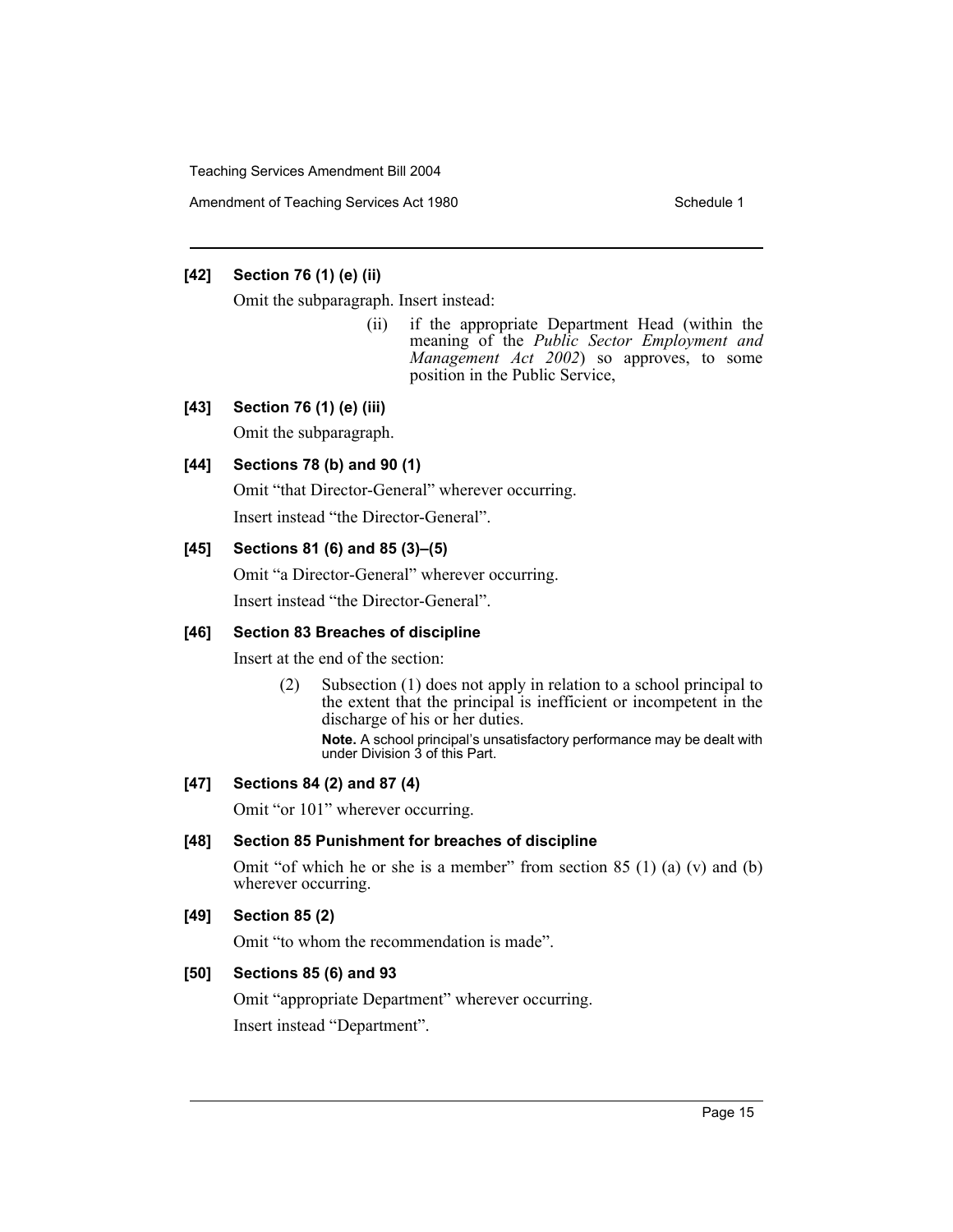**[42] Section 76 (1) (e) (ii)**

Omit the subparagraph. Insert instead:

> (ii) if the appropriate Department Head (within the meaning of the *Public Sector Employment and Management Act 2002*) so approves, to some position in the Public Service,

**[43] Section 76 (1) (e) (iii)**

Omit the subparagraph.

**[44] Sections 78 (b) and 90 (1)**

Omit "that Director-General" wherever occurring.

Insert instead "the Director-General".

**[45] Sections 81 (6) and 85 (3)–(5)**

Omit "a Director-General" wherever occurring.

Insert instead "the Director-General".

**[46] Section 83 Breaches of discipline**

Insert at the end of the section:

> (2) Subsection (1) does not apply in relation to a school principal to the extent that the principal is inefficient or incompetent in the discharge of his or her duties.
>
> **Note.** A school principal's unsatisfactory performance may be dealt with under Division 3 of this Part.

**[47] Sections 84 (2) and 87 (4)**

Omit "or 101" wherever occurring.

**[48] Section 85 Punishment for breaches of discipline**

Omit "of which he or she is a member" from section 85 (1) (a) (v) and (b) wherever occurring.

**[49] Section 85 (2)**

Omit "to whom the recommendation is made".

**[50] Sections 85 (6) and 93**

Omit "appropriate Department" wherever occurring.

Insert instead "Department".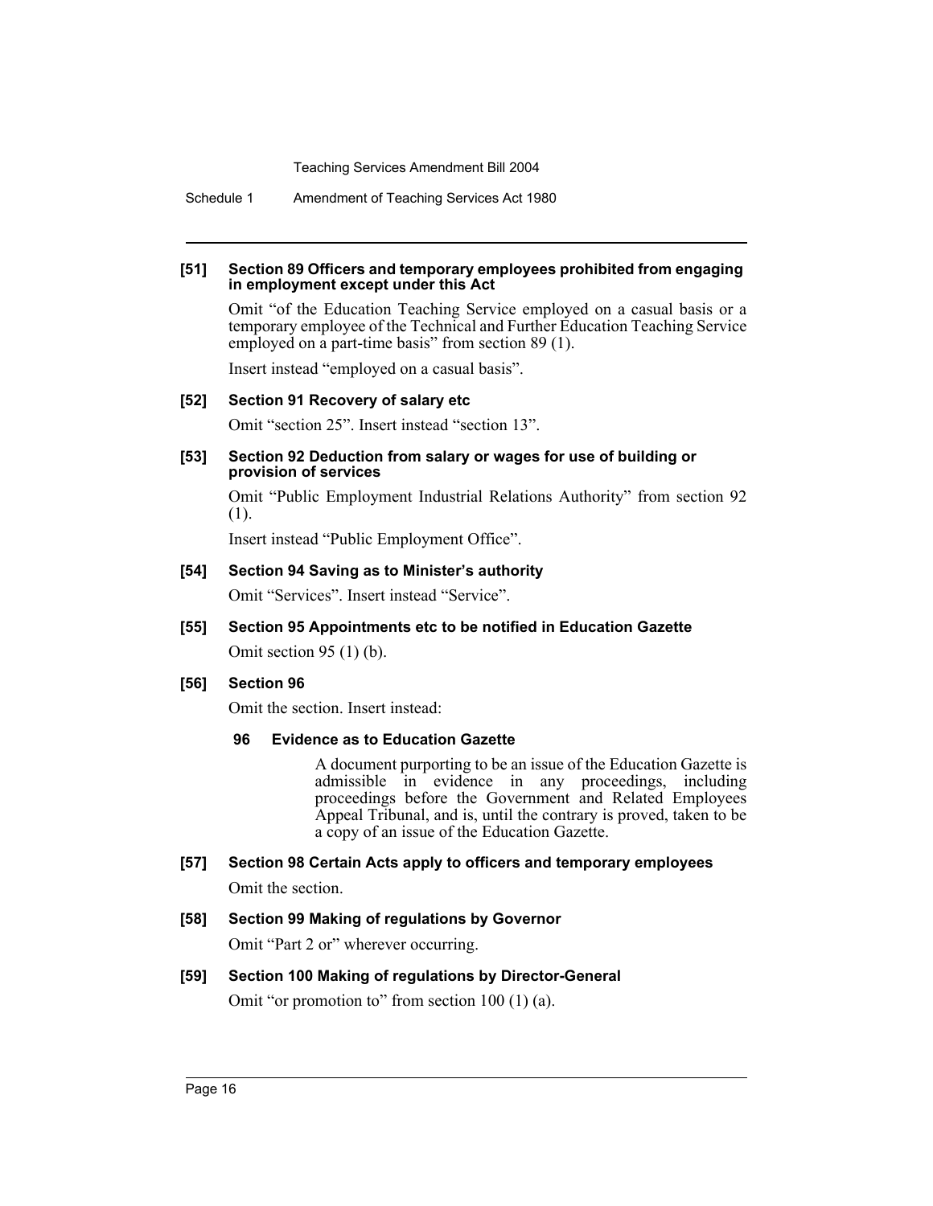**[51] Section 89 Officers and temporary employees prohibited from engaging in employment except under this Act**

Omit "of the Education Teaching Service employed on a casual basis or a temporary employee of the Technical and Further Education Teaching Service employed on a part-time basis" from section 89 (1).

Insert instead "employed on a casual basis".

**[52] Section 91 Recovery of salary etc**

Omit "section 25". Insert instead "section 13".

**[53] Section 92 Deduction from salary or wages for use of building or provision of services**

Omit "Public Employment Industrial Relations Authority" from section 92 (1).

Insert instead "Public Employment Office".

**[54] Section 94 Saving as to Minister's authority**

Omit "Services". Insert instead "Service".

**[55] Section 95 Appointments etc to be notified in Education Gazette**

Omit section 95 (1) (b).

**[56] Section 96**

Omit the section. Insert instead:

**96 Evidence as to Education Gazette**

A document purporting to be an issue of the Education Gazette is admissible in evidence in any proceedings, including proceedings before the Government and Related Employees Appeal Tribunal, and is, until the contrary is proved, taken to be a copy of an issue of the Education Gazette.

**[57] Section 98 Certain Acts apply to officers and temporary employees**

Omit the section.

**[58] Section 99 Making of regulations by Governor**

Omit "Part 2 or" wherever occurring.

**[59] Section 100 Making of regulations by Director-General**

Omit "or promotion to" from section 100 (1) (a).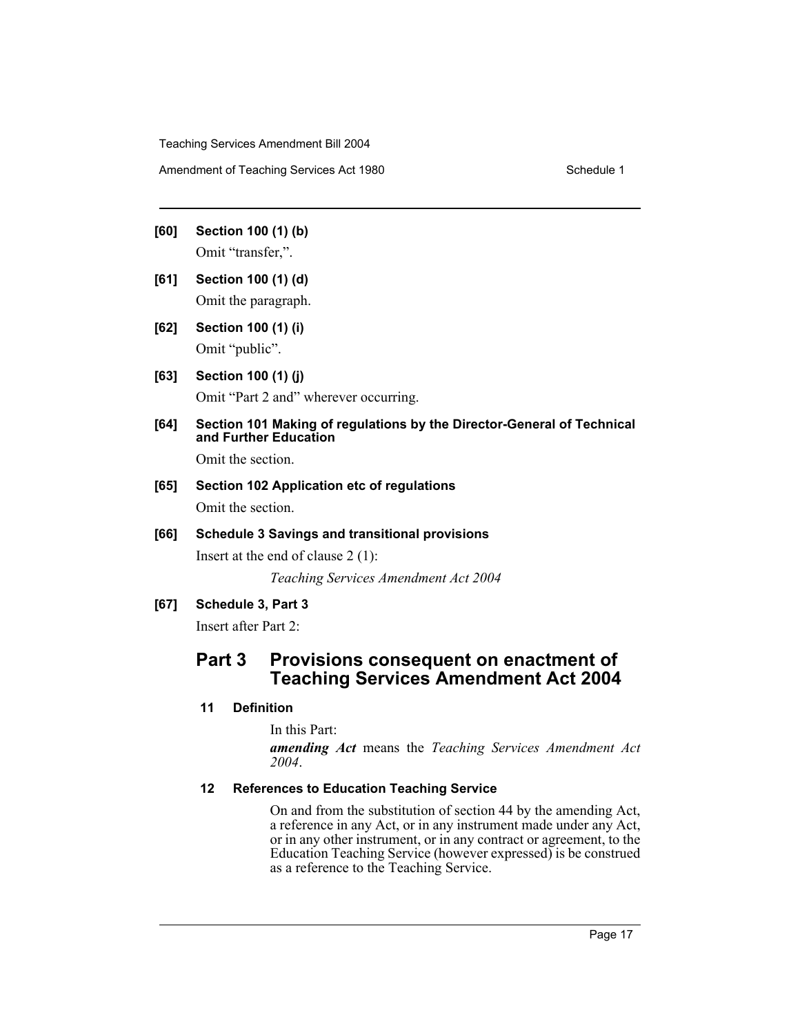**[60] Section 100 (1) (b)**

Omit "transfer,".

**[61] Section 100 (1) (d)**

Omit the paragraph.

**[62] Section 100 (1) (i)**

Omit "public".

**[63] Section 100 (1) (j)**

Omit "Part 2 and" wherever occurring.

**[64] Section 101 Making of regulations by the Director-General of Technical and Further Education**

Omit the section.

**[65] Section 102 Application etc of regulations**

Omit the section.

**[66] Schedule 3 Savings and transitional provisions**

Insert at the end of clause 2 (1):

*Teaching Services Amendment Act 2004*

**[67] Schedule 3, Part 3**

Insert after Part 2:

## Part 3 Provisions consequent on enactment of Teaching Services Amendment Act 2004

### 11 Definition

In this Part:

***amending Act*** means the *Teaching Services Amendment Act 2004*.

### 12 References to Education Teaching Service

On and from the substitution of section 44 by the amending Act, a reference in any Act, or in any instrument made under any Act, or in any other instrument, or in any contract or agreement, to the Education Teaching Service (however expressed) is be construed as a reference to the Teaching Service.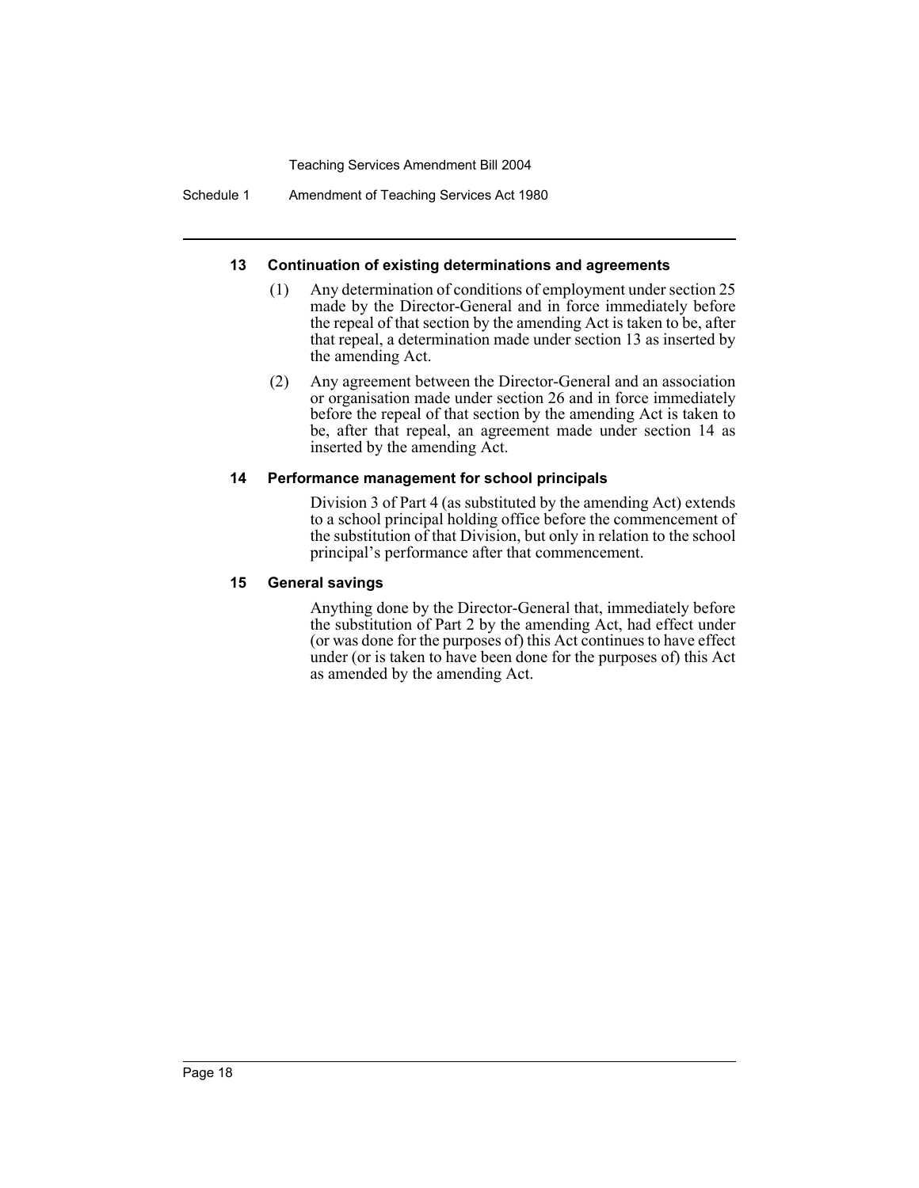#### 13 Continuation of existing determinations and agreements

(1) Any determination of conditions of employment under section 25 made by the Director-General and in force immediately before the repeal of that section by the amending Act is taken to be, after that repeal, a determination made under section 13 as inserted by the amending Act.

(2) Any agreement between the Director-General and an association or organisation made under section 26 and in force immediately before the repeal of that section by the amending Act is taken to be, after that repeal, an agreement made under section 14 as inserted by the amending Act.

#### 14 Performance management for school principals

Division 3 of Part 4 (as substituted by the amending Act) extends to a school principal holding office before the commencement of the substitution of that Division, but only in relation to the school principal's performance after that commencement.

#### 15 General savings

Anything done by the Director-General that, immediately before the substitution of Part 2 by the amending Act, had effect under (or was done for the purposes of) this Act continues to have effect under (or is taken to have been done for the purposes of) this Act as amended by the amending Act.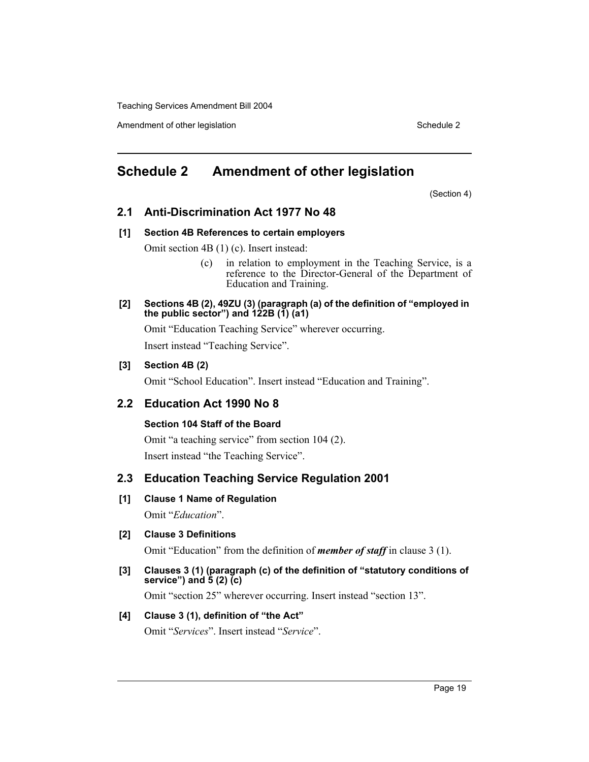# Schedule 2 Amendment of other legislation

(Section 4)

## 2.1 Anti-Discrimination Act 1977 No 48

### [1] Section 4B References to certain employers

Omit section 4B (1) (c). Insert instead:

> (c) in relation to employment in the Teaching Service, is a reference to the Director-General of the Department of Education and Training.

### [2] Sections 4B (2), 49ZU (3) (paragraph (a) of the definition of "employed in the public sector") and 122B (1) (a1)

Omit "Education Teaching Service" wherever occurring.

Insert instead "Teaching Service".

### [3] Section 4B (2)

Omit "School Education". Insert instead "Education and Training".

## 2.2 Education Act 1990 No 8

### Section 104 Staff of the Board

Omit "a teaching service" from section 104 (2).

Insert instead "the Teaching Service".

## 2.3 Education Teaching Service Regulation 2001

### [1] Clause 1 Name of Regulation

Omit "*Education*".

### [2] Clause 3 Definitions

Omit "Education" from the definition of ***member of staff*** in clause 3 (1).

### [3] Clauses 3 (1) (paragraph (c) of the definition of "statutory conditions of service") and 5 (2) (c)

Omit "section 25" wherever occurring. Insert instead "section 13".

### [4] Clause 3 (1), definition of "the Act"

Omit "*Services*". Insert instead "*Service*".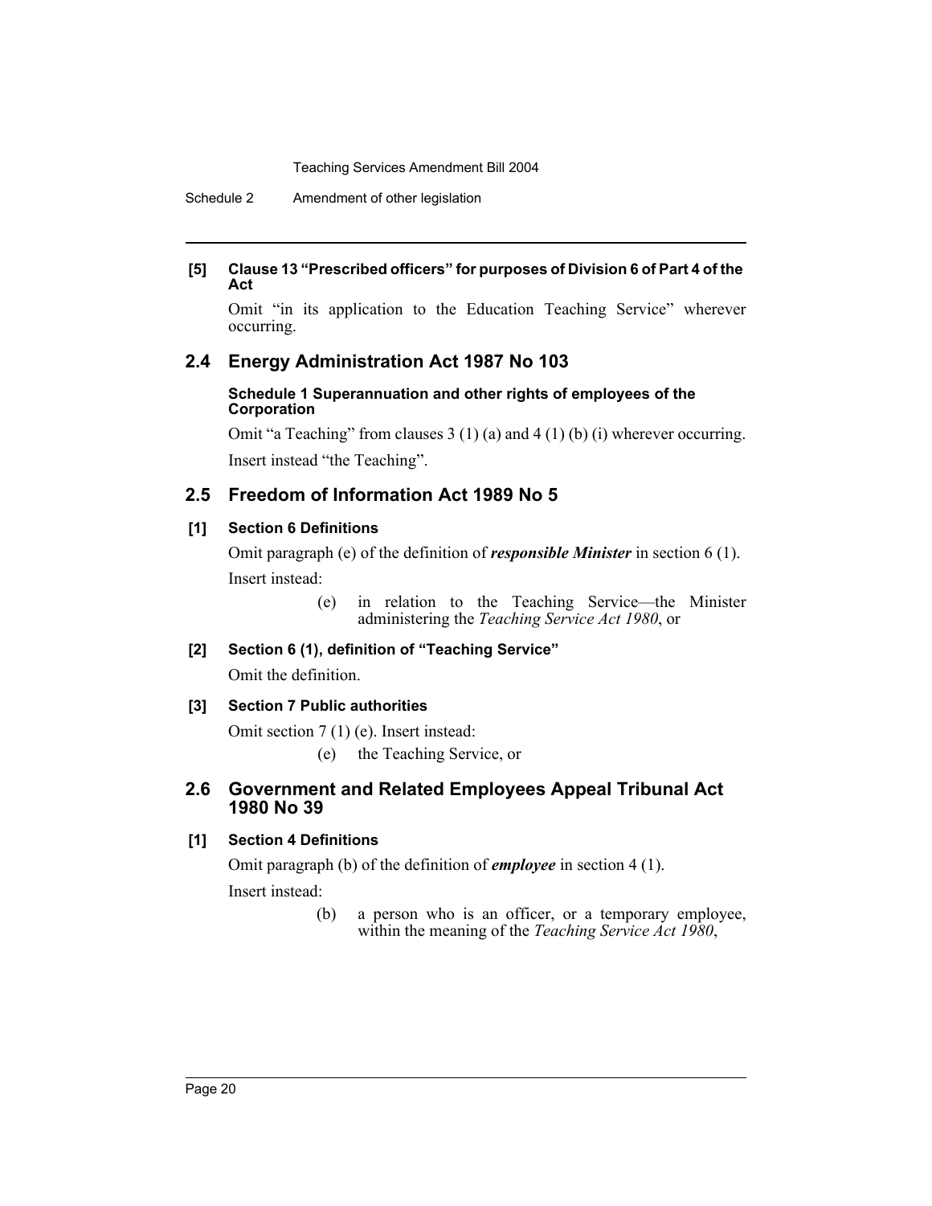#### [5] Clause 13 "Prescribed officers" for purposes of Division 6 of Part 4 of the Act

Omit "in its application to the Education Teaching Service" wherever occurring.

## 2.4 Energy Administration Act 1987 No 103

#### Schedule 1 Superannuation and other rights of employees of the Corporation

Omit "a Teaching" from clauses 3 (1) (a) and 4 (1) (b) (i) wherever occurring.

Insert instead "the Teaching".

## 2.5 Freedom of Information Act 1989 No 5

#### [1] Section 6 Definitions

Omit paragraph (e) of the definition of ***responsible Minister*** in section 6 (1).

Insert instead:

> (e) in relation to the Teaching Service—the Minister administering the *Teaching Service Act 1980*, or

#### [2] Section 6 (1), definition of "Teaching Service"

Omit the definition.

#### [3] Section 7 Public authorities

Omit section 7 (1) (e). Insert instead:

> (e) the Teaching Service, or

## 2.6 Government and Related Employees Appeal Tribunal Act 1980 No 39

#### [1] Section 4 Definitions

Omit paragraph (b) of the definition of ***employee*** in section 4 (1).

Insert instead:

> (b) a person who is an officer, or a temporary employee, within the meaning of the *Teaching Service Act 1980*,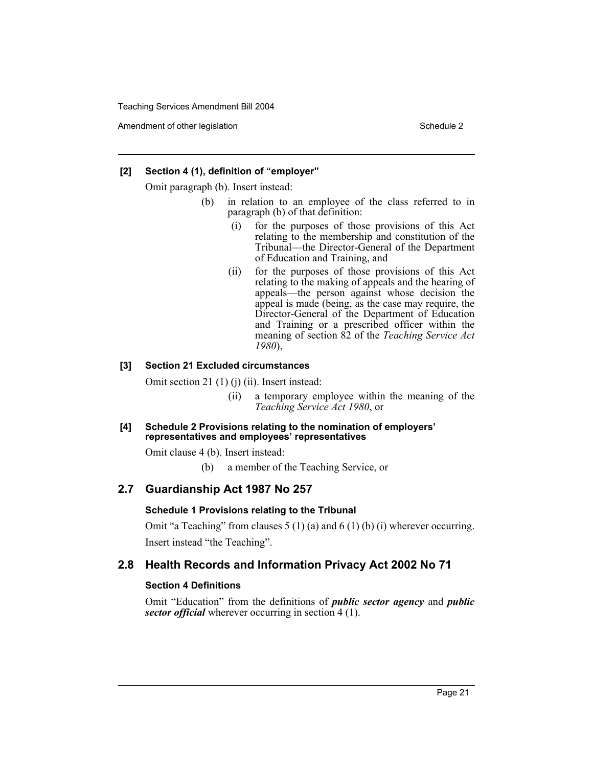**[2] Section 4 (1), definition of "employer"**

Omit paragraph (b). Insert instead:

- (b) in relation to an employee of the class referred to in paragraph (b) of that definition:
  - (i) for the purposes of those provisions of this Act relating to the membership and constitution of the Tribunal—the Director-General of the Department of Education and Training, and
  - (ii) for the purposes of those provisions of this Act relating to the making of appeals and the hearing of appeals—the person against whose decision the appeal is made (being, as the case may require, the Director-General of the Department of Education and Training or a prescribed officer within the meaning of section 82 of the *Teaching Service Act 1980*),

**[3] Section 21 Excluded circumstances**

Omit section 21 (1) (j) (ii). Insert instead:

- (ii) a temporary employee within the meaning of the *Teaching Service Act 1980*, or

**[4] Schedule 2 Provisions relating to the nomination of employers' representatives and employees' representatives**

Omit clause 4 (b). Insert instead:

- (b) a member of the Teaching Service, or

## 2.7 Guardianship Act 1987 No 257

**Schedule 1 Provisions relating to the Tribunal**

Omit "a Teaching" from clauses 5 (1) (a) and 6 (1) (b) (i) wherever occurring. Insert instead "the Teaching".

## 2.8 Health Records and Information Privacy Act 2002 No 71

**Section 4 Definitions**

Omit "Education" from the definitions of ***public sector agency*** and ***public sector official*** wherever occurring in section 4 (1).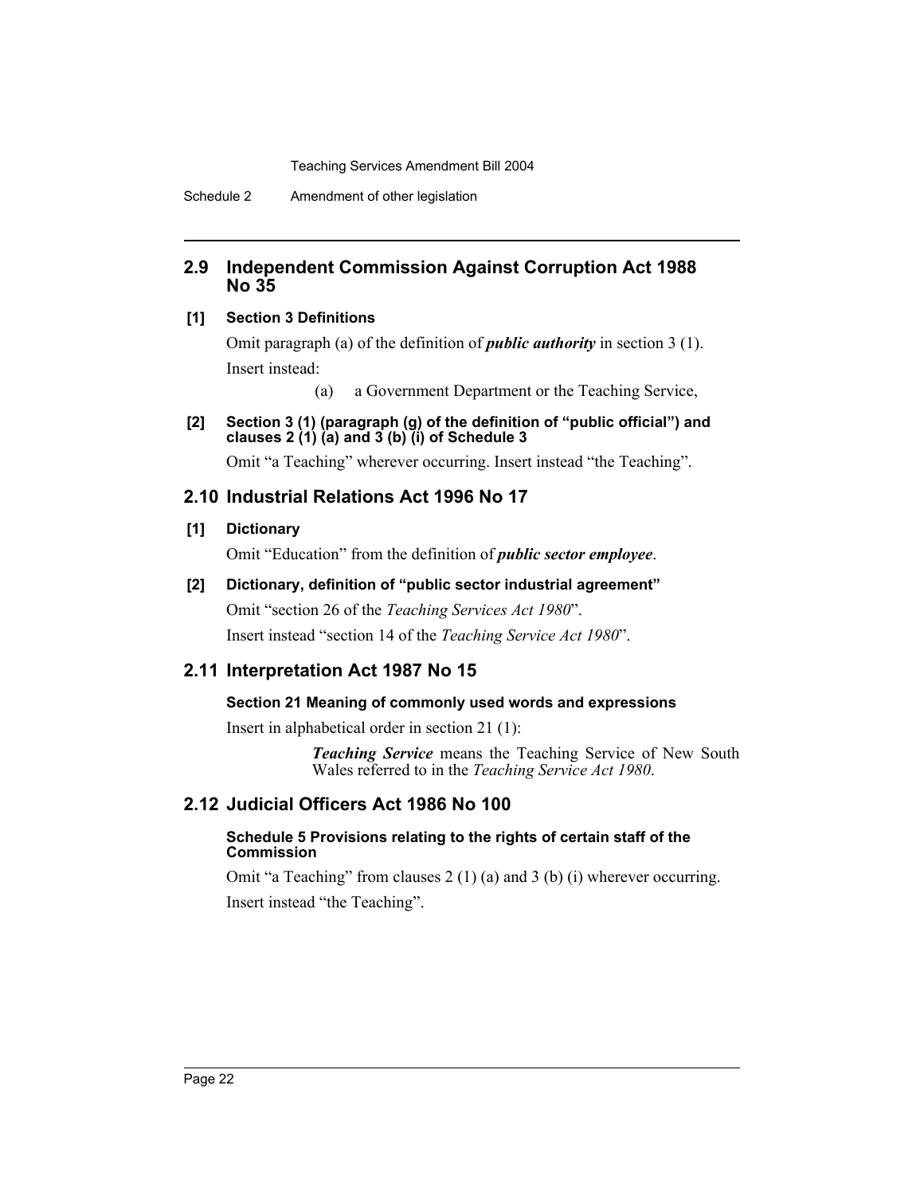## 2.9 Independent Commission Against Corruption Act 1988 No 35

**[1] Section 3 Definitions**

Omit paragraph (a) of the definition of ***public authority*** in section 3 (1).

Insert instead:

(a) a Government Department or the Teaching Service,

**[2] Section 3 (1) (paragraph (g) of the definition of "public official") and clauses 2 (1) (a) and 3 (b) (i) of Schedule 3**

Omit "a Teaching" wherever occurring. Insert instead "the Teaching".

## 2.10 Industrial Relations Act 1996 No 17

**[1] Dictionary**

Omit "Education" from the definition of ***public sector employee***.

**[2] Dictionary, definition of "public sector industrial agreement"**

Omit "section 26 of the *Teaching Services Act 1980*".

Insert instead "section 14 of the *Teaching Service Act 1980*".

## 2.11 Interpretation Act 1987 No 15

**Section 21 Meaning of commonly used words and expressions**

Insert in alphabetical order in section 21 (1):

> ***Teaching Service*** means the Teaching Service of New South Wales referred to in the *Teaching Service Act 1980*.

## 2.12 Judicial Officers Act 1986 No 100

**Schedule 5 Provisions relating to the rights of certain staff of the Commission**

Omit "a Teaching" from clauses 2 (1) (a) and 3 (b) (i) wherever occurring.

Insert instead "the Teaching".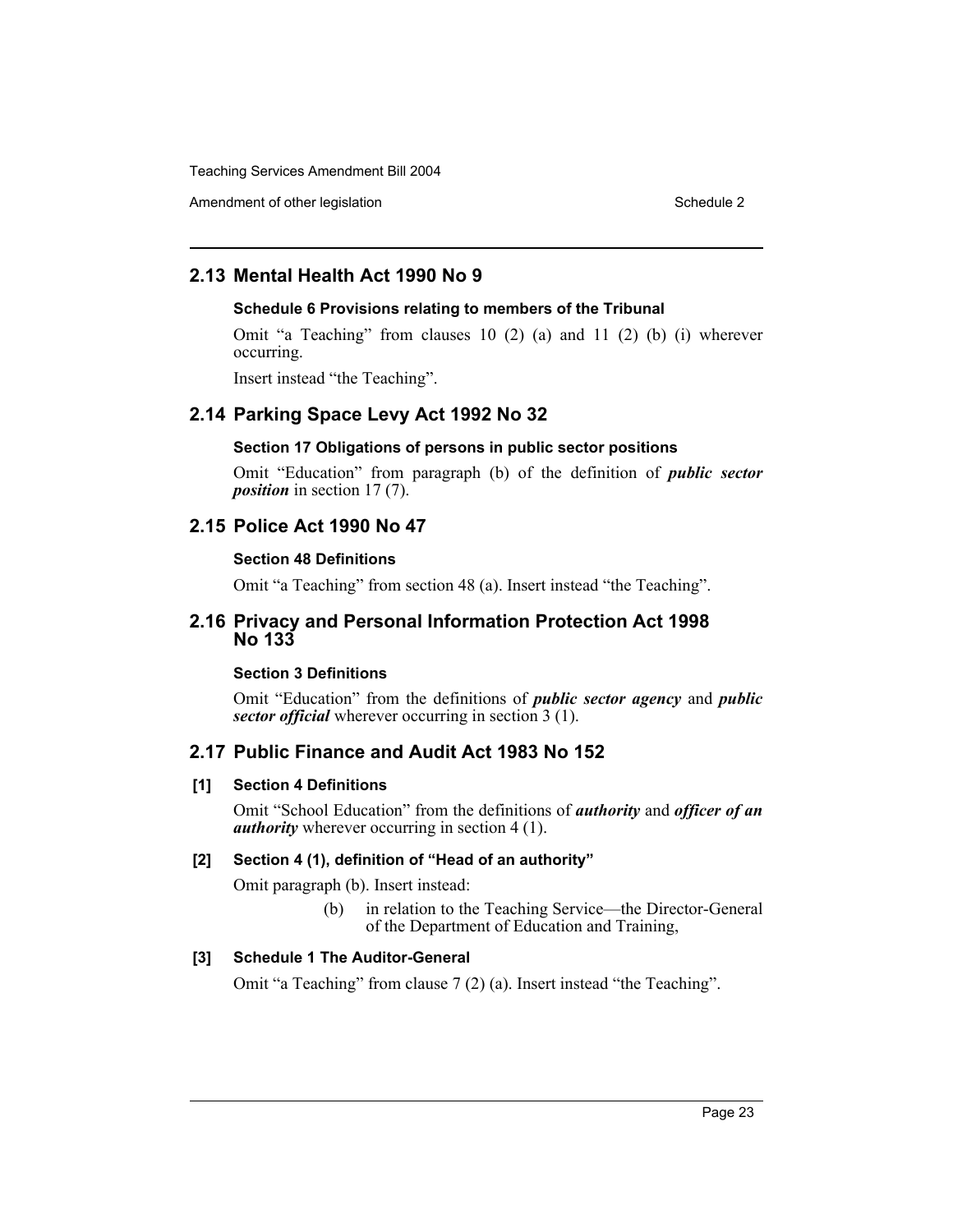## 2.13 Mental Health Act 1990 No 9

### Schedule 6 Provisions relating to members of the Tribunal

Omit "a Teaching" from clauses 10 (2) (a) and 11 (2) (b) (i) wherever occurring.

Insert instead "the Teaching".

## 2.14 Parking Space Levy Act 1992 No 32

### Section 17 Obligations of persons in public sector positions

Omit "Education" from paragraph (b) of the definition of ***public sector position*** in section 17 (7).

## 2.15 Police Act 1990 No 47

### Section 48 Definitions

Omit "a Teaching" from section 48 (a). Insert instead "the Teaching".

## 2.16 Privacy and Personal Information Protection Act 1998 No 133

### Section 3 Definitions

Omit "Education" from the definitions of ***public sector agency*** and ***public sector official*** wherever occurring in section 3 (1).

## 2.17 Public Finance and Audit Act 1983 No 152

### [1] Section 4 Definitions

Omit "School Education" from the definitions of ***authority*** and ***officer of an authority*** wherever occurring in section 4 (1).

### [2] Section 4 (1), definition of "Head of an authority"

Omit paragraph (b). Insert instead:

> (b) in relation to the Teaching Service—the Director-General of the Department of Education and Training,

### [3] Schedule 1 The Auditor-General

Omit "a Teaching" from clause 7 (2) (a). Insert instead "the Teaching".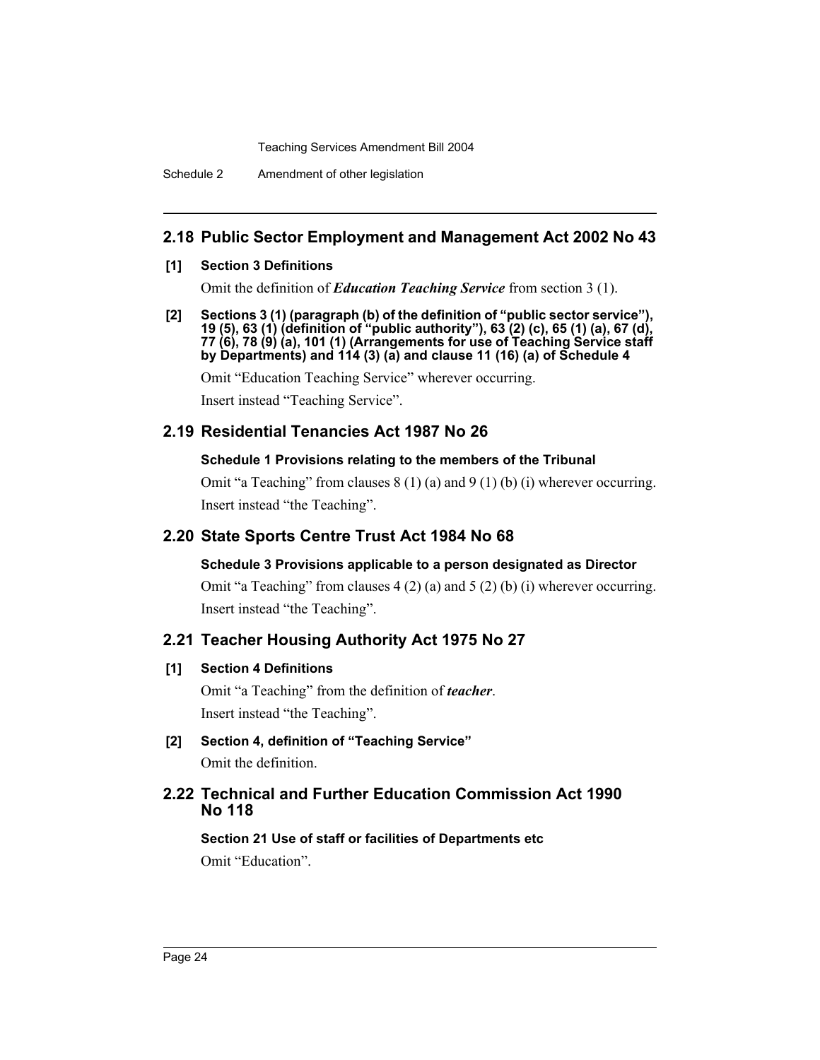## 2.18 Public Sector Employment and Management Act 2002 No 43

**[1] Section 3 Definitions**

Omit the definition of ***Education Teaching Service*** from section 3 (1).

**[2] Sections 3 (1) (paragraph (b) of the definition of "public sector service"), 19 (5), 63 (1) (definition of "public authority"), 63 (2) (c), 65 (1) (a), 67 (d), 77 (6), 78 (9) (a), 101 (1) (Arrangements for use of Teaching Service staff by Departments) and 114 (3) (a) and clause 11 (16) (a) of Schedule 4**

Omit "Education Teaching Service" wherever occurring.

Insert instead "Teaching Service".

## 2.19 Residential Tenancies Act 1987 No 26

**Schedule 1 Provisions relating to the members of the Tribunal**

Omit "a Teaching" from clauses 8 (1) (a) and 9 (1) (b) (i) wherever occurring.

Insert instead "the Teaching".

## 2.20 State Sports Centre Trust Act 1984 No 68

**Schedule 3 Provisions applicable to a person designated as Director**

Omit "a Teaching" from clauses 4 (2) (a) and 5 (2) (b) (i) wherever occurring.

Insert instead "the Teaching".

## 2.21 Teacher Housing Authority Act 1975 No 27

**[1] Section 4 Definitions**

Omit "a Teaching" from the definition of ***teacher***.

Insert instead "the Teaching".

**[2] Section 4, definition of "Teaching Service"**

Omit the definition.

## 2.22 Technical and Further Education Commission Act 1990 No 118

**Section 21 Use of staff or facilities of Departments etc**

Omit "Education".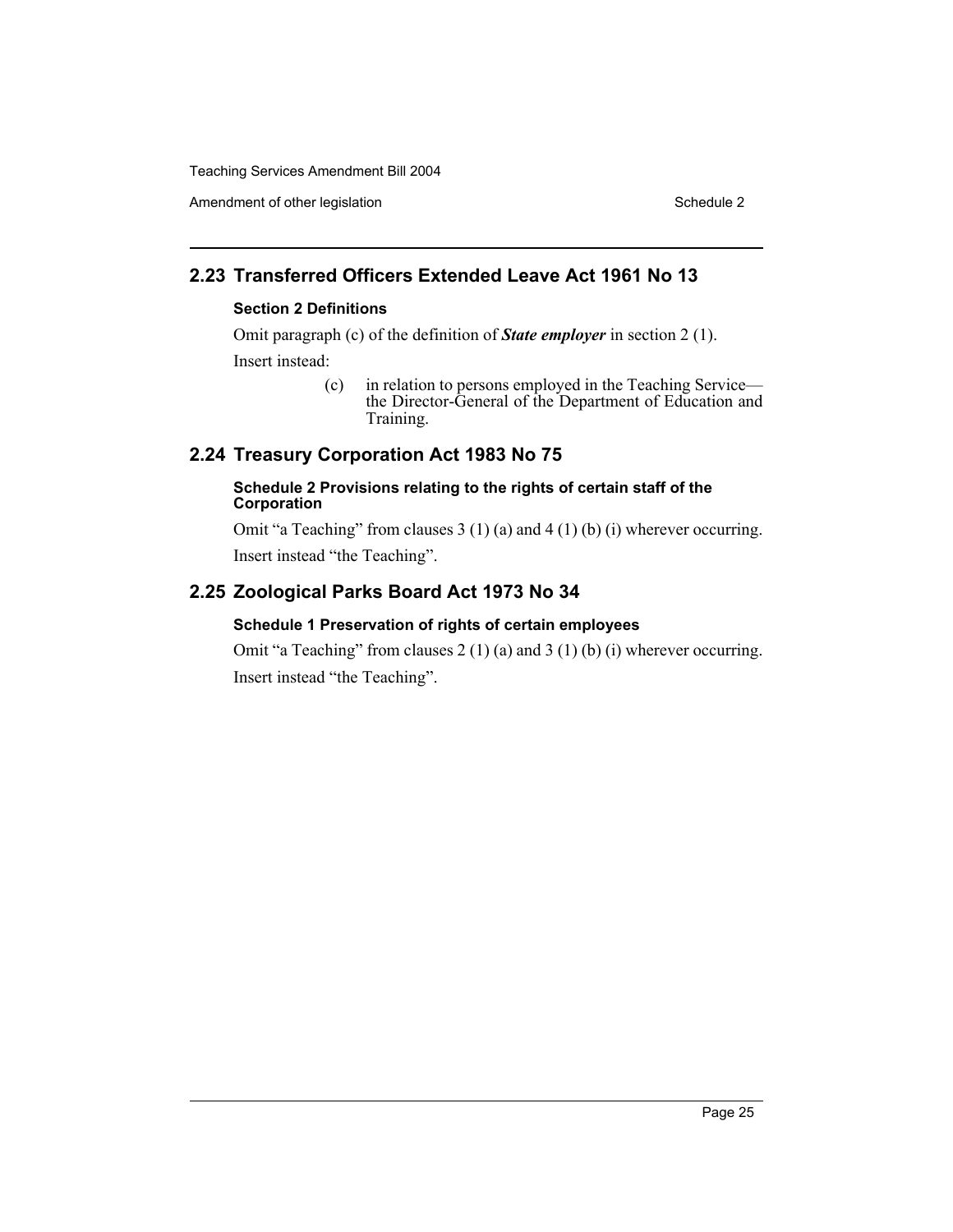## 2.23 Transferred Officers Extended Leave Act 1961 No 13

### Section 2 Definitions

Omit paragraph (c) of the definition of ***State employer*** in section 2 (1).

Insert instead:

> (c) in relation to persons employed in the Teaching Service—the Director-General of the Department of Education and Training.

## 2.24 Treasury Corporation Act 1983 No 75

### Schedule 2 Provisions relating to the rights of certain staff of the Corporation

Omit “a Teaching” from clauses 3 (1) (a) and 4 (1) (b) (i) wherever occurring.

Insert instead “the Teaching”.

## 2.25 Zoological Parks Board Act 1973 No 34

### Schedule 1 Preservation of rights of certain employees

Omit “a Teaching” from clauses 2 (1) (a) and 3 (1) (b) (i) wherever occurring.

Insert instead “the Teaching”.